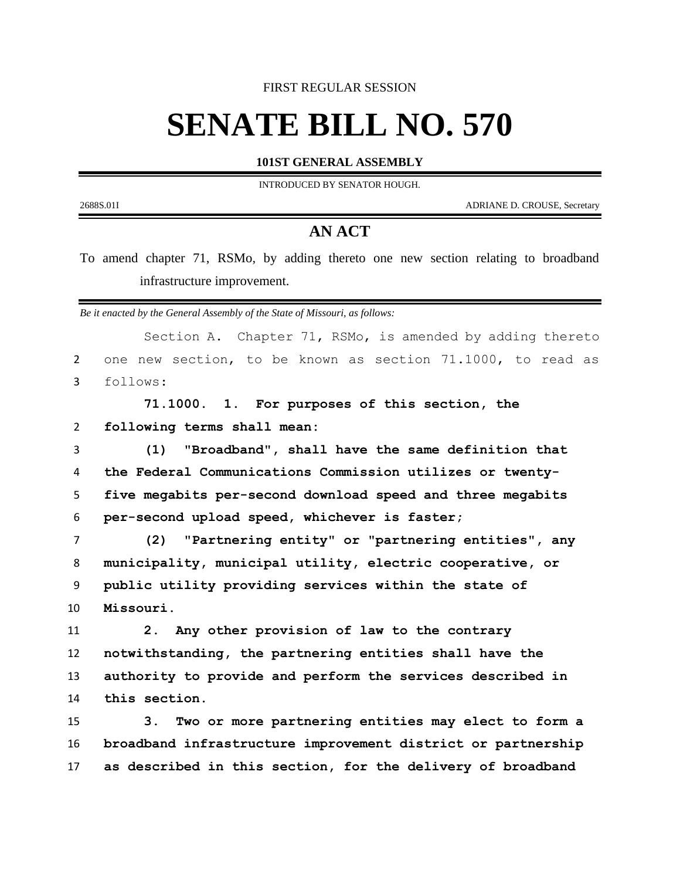FIRST REGULAR SESSION

# SENATE BILL NO. 570

**101ST GENERAL ASSEMBLY**

INTRODUCED BY SENATOR HOUGH.

2688S.01I ADRIANE D. CROUSE, Secretary

## AN ACT

To amend chapter 71, RSMo, by adding thereto one new section relating to broadband infrastructure improvement.

*Be it enacted by the General Assembly of the State of Missouri, as follows:*

Section A. Chapter 71, RSMo, is amended by adding thereto one new section, to be known as section 71.1000, to read as follows:

**71.1000. 1. For purposes of this section, the following terms shall mean:**

**(1) "Broadband", shall have the same definition that the Federal Communications Commission utilizes or twenty-five megabits per-second download speed and three megabits per-second upload speed, whichever is faster;**

**(2) "Partnering entity" or "partnering entities", any municipality, municipal utility, electric cooperative, or public utility providing services within the state of Missouri.**

**2. Any other provision of law to the contrary notwithstanding, the partnering entities shall have the authority to provide and perform the services described in this section.**

**3. Two or more partnering entities may elect to form a broadband infrastructure improvement district or partnership as described in this section, for the delivery of broadband**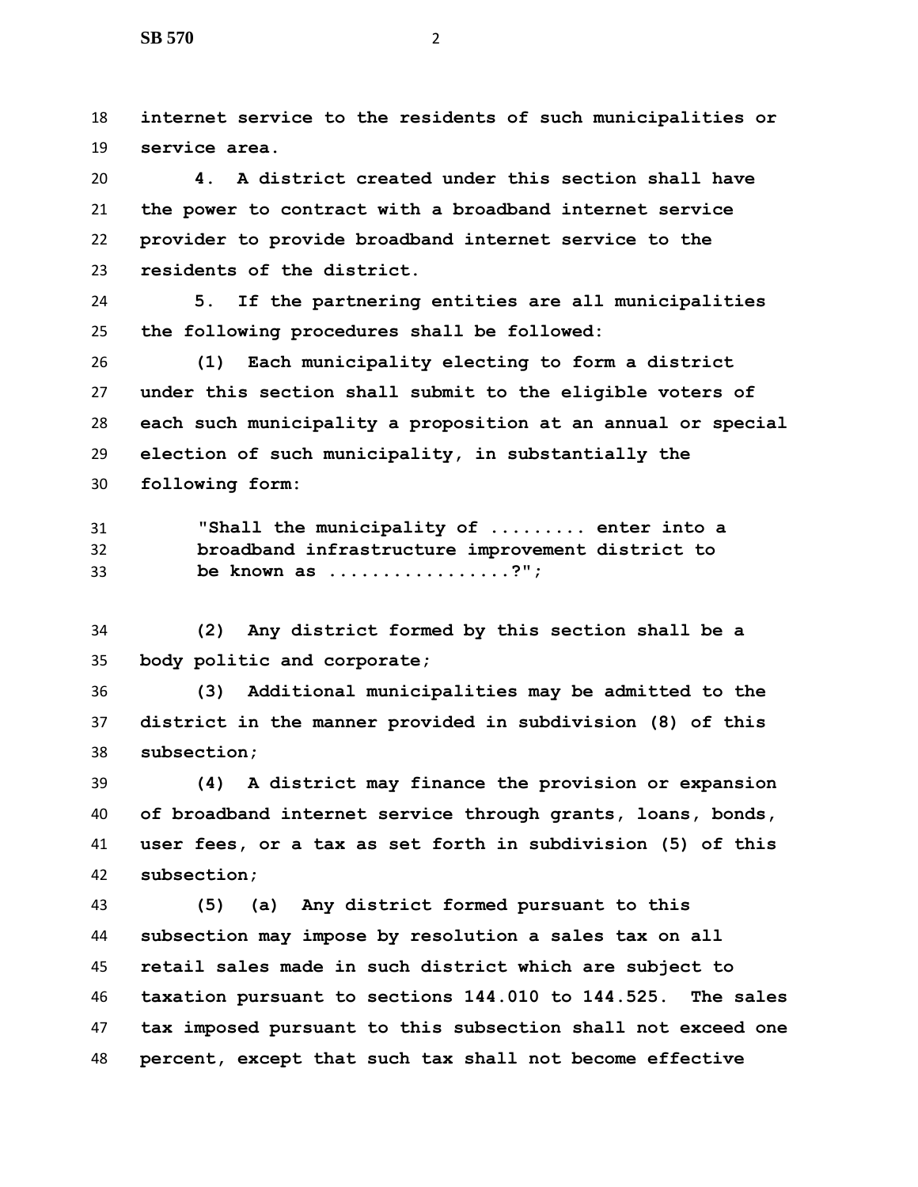**internet service to the residents of such municipalities or service area.**

**4. A district created under this section shall have the power to contract with a broadband internet service provider to provide broadband internet service to the residents of the district.**

**5. If the partnering entities are all municipalities the following procedures shall be followed:**

**(1) Each municipality electing to form a district under this section shall submit to the eligible voters of each such municipality a proposition at an annual or special election of such municipality, in substantially the following form:**

> **"Shall the municipality of ......... enter into a broadband infrastructure improvement district to be known as ................?";**

**(2) Any district formed by this section shall be a body politic and corporate;**

**(3) Additional municipalities may be admitted to the district in the manner provided in subdivision (8) of this subsection;**

**(4) A district may finance the provision or expansion of broadband internet service through grants, loans, bonds, user fees, or a tax as set forth in subdivision (5) of this subsection;**

**(5) (a) Any district formed pursuant to this subsection may impose by resolution a sales tax on all retail sales made in such district which are subject to taxation pursuant to sections 144.010 to 144.525. The sales tax imposed pursuant to this subsection shall not exceed one percent, except that such tax shall not become effective**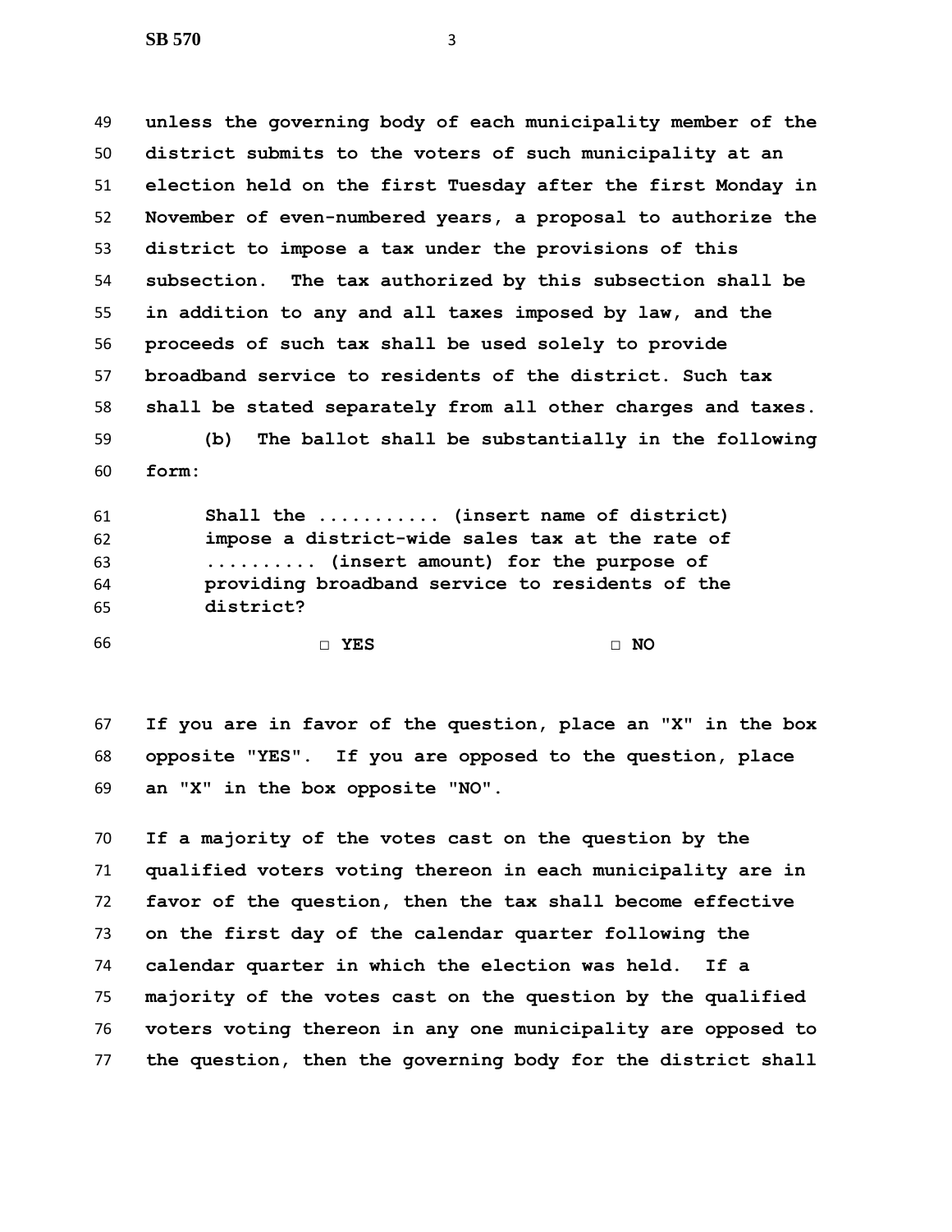**unless the governing body of each municipality member of the district submits to the voters of such municipality at an election held on the first Tuesday after the first Monday in November of even-numbered years, a proposal to authorize the district to impose a tax under the provisions of this subsection. The tax authorized by this subsection shall be in addition to any and all taxes imposed by law, and the proceeds of such tax shall be used solely to provide broadband service to residents of the district. Such tax shall be stated separately from all other charges and taxes.**

**(b) The ballot shall be substantially in the following form:**

> **Shall the ........... (insert name of district) impose a district-wide sales tax at the rate of .......... (insert amount) for the purpose of providing broadband service to residents of the district?**
>
> **□ YES □ NO**

**If you are in favor of the question, place an "X" in the box opposite "YES". If you are opposed to the question, place an "X" in the box opposite "NO".**

**If a majority of the votes cast on the question by the qualified voters voting thereon in each municipality are in favor of the question, then the tax shall become effective on the first day of the calendar quarter following the calendar quarter in which the election was held. If a majority of the votes cast on the question by the qualified voters voting thereon in any one municipality are opposed to the question, then the governing body for the district shall**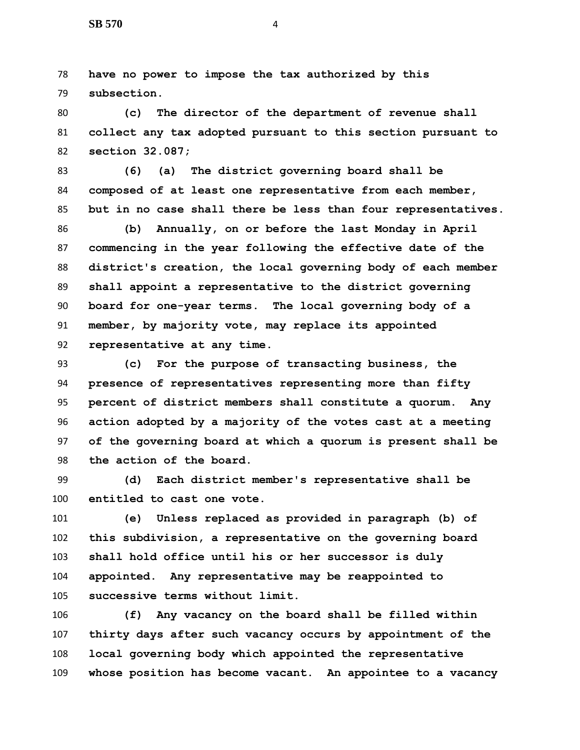**have no power to impose the tax authorized by this subsection.**

**(c) The director of the department of revenue shall collect any tax adopted pursuant to this section pursuant to section 32.087;**

**(6) (a) The district governing board shall be composed of at least one representative from each member, but in no case shall there be less than four representatives.**

**(b) Annually, on or before the last Monday in April commencing in the year following the effective date of the district's creation, the local governing body of each member shall appoint a representative to the district governing board for one-year terms. The local governing body of a member, by majority vote, may replace its appointed representative at any time.**

**(c) For the purpose of transacting business, the presence of representatives representing more than fifty percent of district members shall constitute a quorum. Any action adopted by a majority of the votes cast at a meeting of the governing board at which a quorum is present shall be the action of the board.**

**(d) Each district member's representative shall be entitled to cast one vote.**

**(e) Unless replaced as provided in paragraph (b) of this subdivision, a representative on the governing board shall hold office until his or her successor is duly appointed. Any representative may be reappointed to successive terms without limit.**

**(f) Any vacancy on the board shall be filled within thirty days after such vacancy occurs by appointment of the local governing body which appointed the representative whose position has become vacant. An appointee to a vacancy**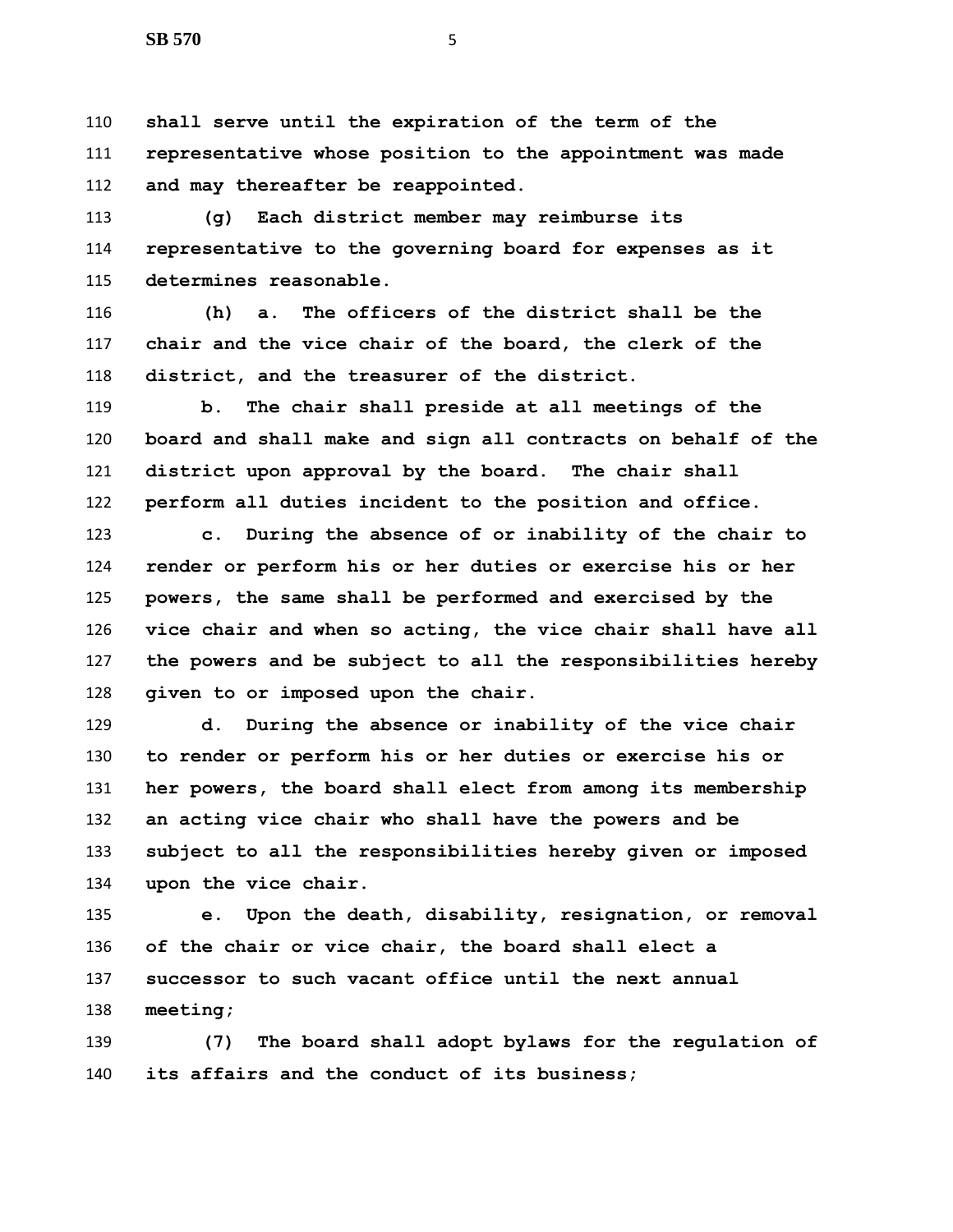**shall serve until the expiration of the term of the representative whose position to the appointment was made and may thereafter be reappointed.**

**(g) Each district member may reimburse its representative to the governing board for expenses as it determines reasonable.**

**(h) a. The officers of the district shall be the chair and the vice chair of the board, the clerk of the district, and the treasurer of the district.**

**b. The chair shall preside at all meetings of the board and shall make and sign all contracts on behalf of the district upon approval by the board. The chair shall perform all duties incident to the position and office.**

**c. During the absence of or inability of the chair to render or perform his or her duties or exercise his or her powers, the same shall be performed and exercised by the vice chair and when so acting, the vice chair shall have all the powers and be subject to all the responsibilities hereby given to or imposed upon the chair.**

**d. During the absence or inability of the vice chair to render or perform his or her duties or exercise his or her powers, the board shall elect from among its membership an acting vice chair who shall have the powers and be subject to all the responsibilities hereby given or imposed upon the vice chair.**

**e. Upon the death, disability, resignation, or removal of the chair or vice chair, the board shall elect a successor to such vacant office until the next annual meeting;**

**(7) The board shall adopt bylaws for the regulation of its affairs and the conduct of its business;**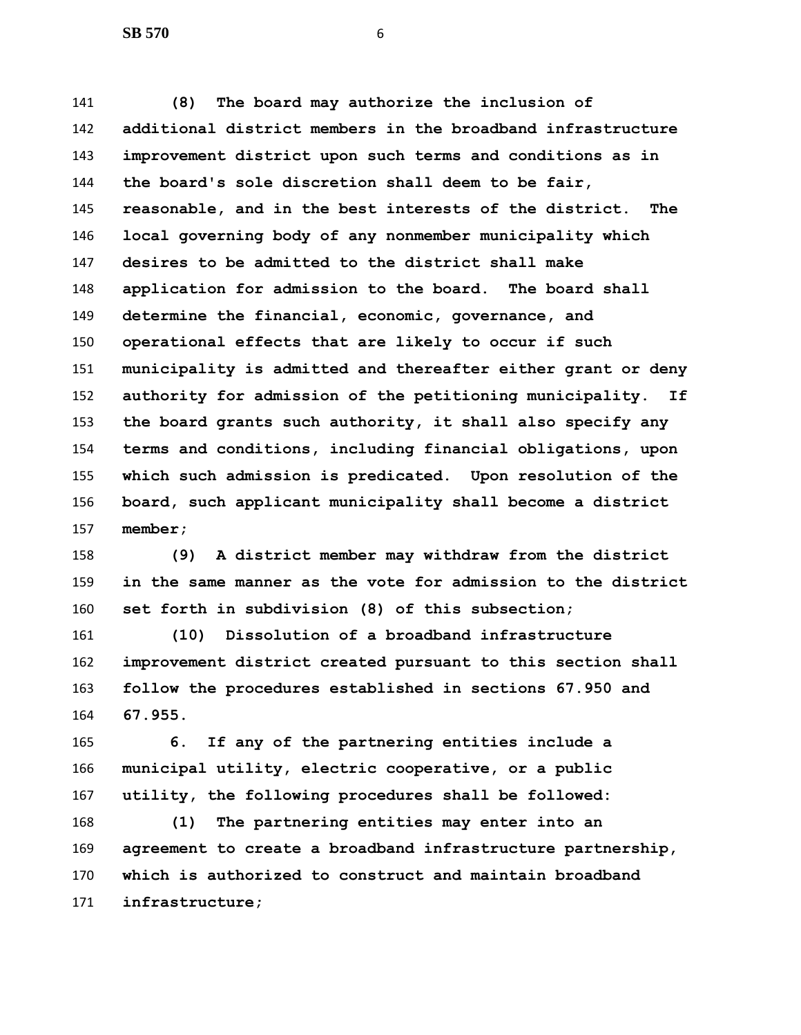**(8) The board may authorize the inclusion of additional district members in the broadband infrastructure improvement district upon such terms and conditions as in the board's sole discretion shall deem to be fair, reasonable, and in the best interests of the district. The local governing body of any nonmember municipality which desires to be admitted to the district shall make application for admission to the board. The board shall determine the financial, economic, governance, and operational effects that are likely to occur if such municipality is admitted and thereafter either grant or deny authority for admission of the petitioning municipality. If the board grants such authority, it shall also specify any terms and conditions, including financial obligations, upon which such admission is predicated. Upon resolution of the board, such applicant municipality shall become a district member;**

**(9) A district member may withdraw from the district in the same manner as the vote for admission to the district set forth in subdivision (8) of this subsection;**

**(10) Dissolution of a broadband infrastructure improvement district created pursuant to this section shall follow the procedures established in sections 67.950 and 67.955.**

**6. If any of the partnering entities include a municipal utility, electric cooperative, or a public utility, the following procedures shall be followed:**

**(1) The partnering entities may enter into an agreement to create a broadband infrastructure partnership, which is authorized to construct and maintain broadband infrastructure;**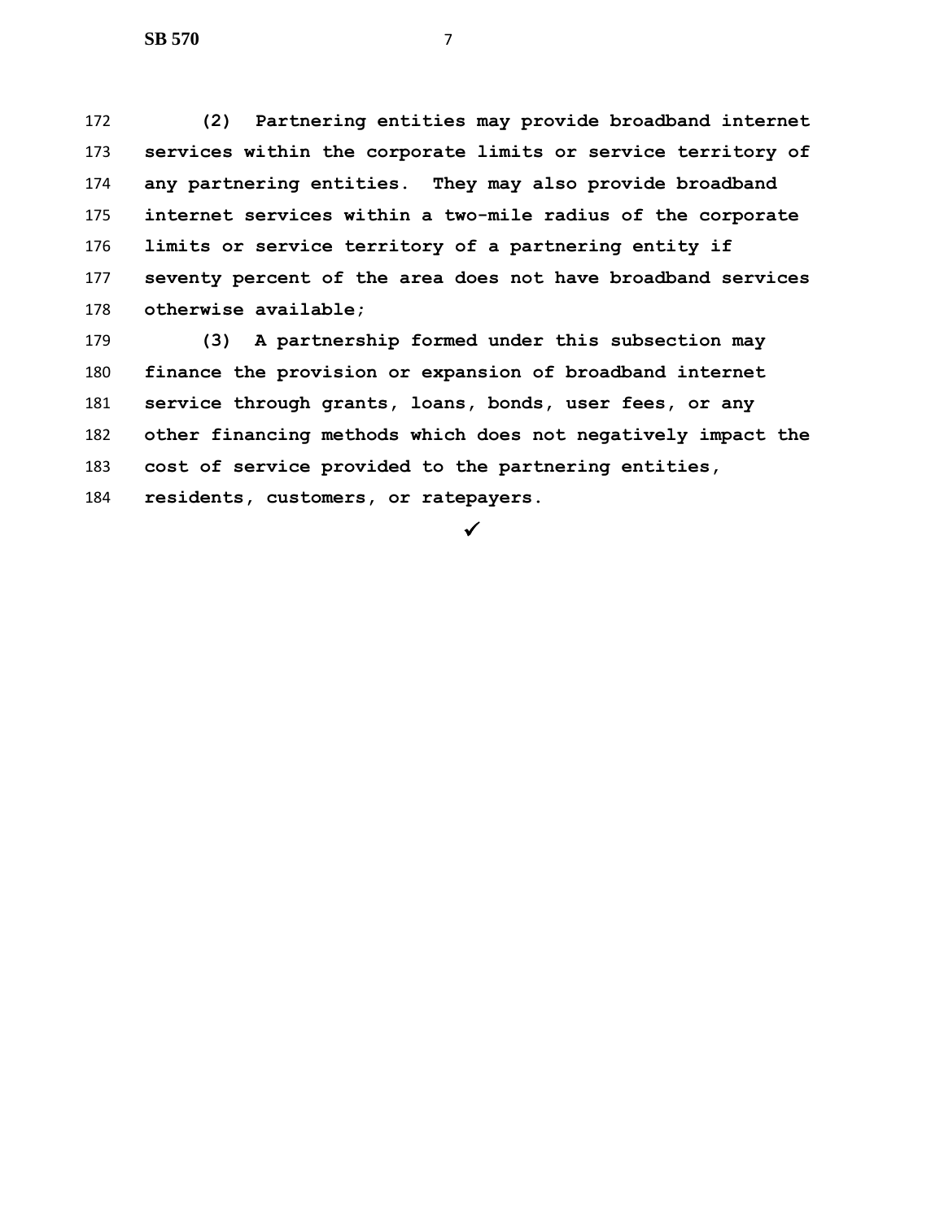**(2) Partnering entities may provide broadband internet services within the corporate limits or service territory of any partnering entities. They may also provide broadband internet services within a two-mile radius of the corporate limits or service territory of a partnering entity if seventy percent of the area does not have broadband services otherwise available;**

**(3) A partnership formed under this subsection may finance the provision or expansion of broadband internet service through grants, loans, bonds, user fees, or any other financing methods which does not negatively impact the cost of service provided to the partnering entities, residents, customers, or ratepayers.**

✓